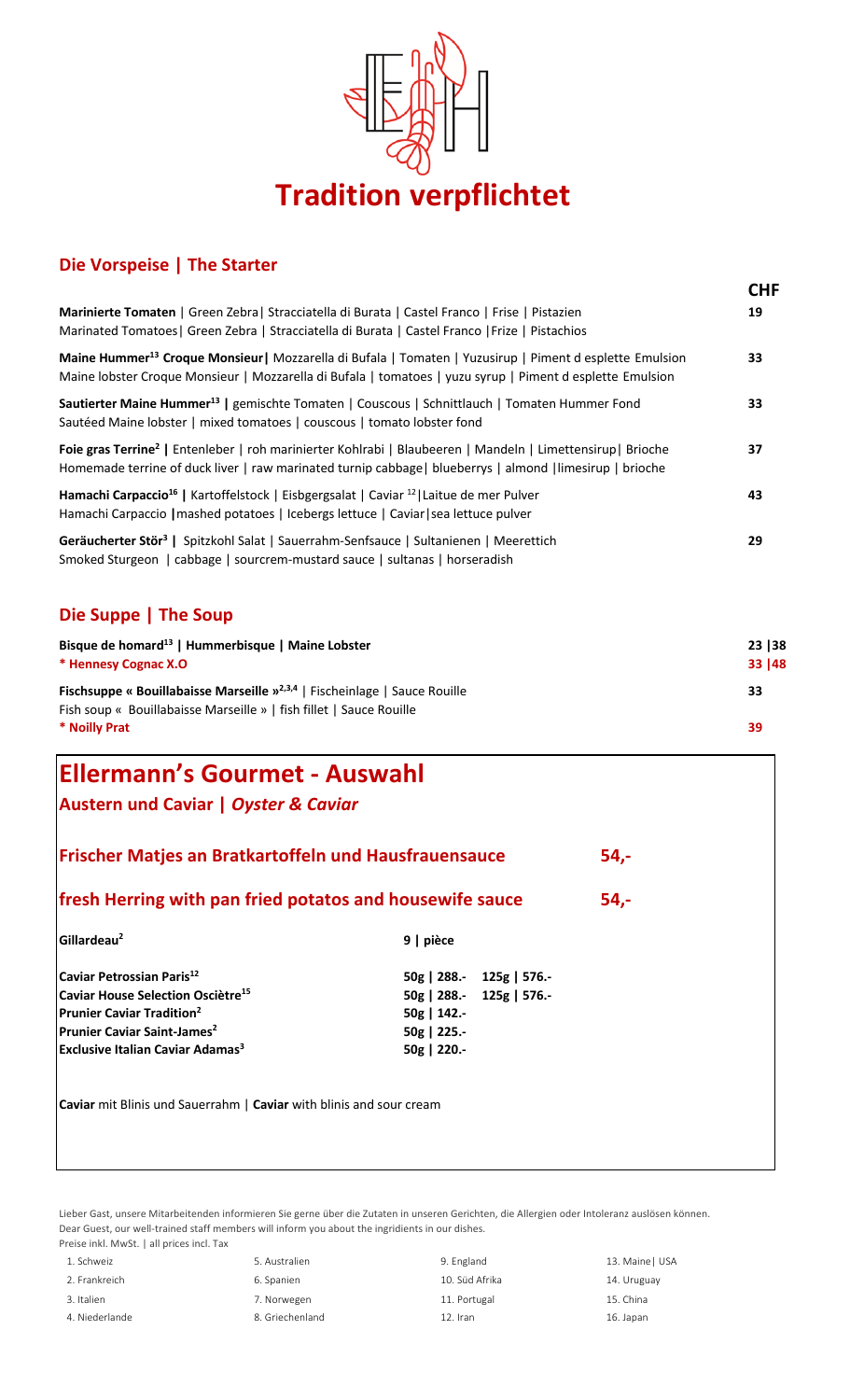# Tradition verpflichtet

## Die Vorspeise | The Starter

| | CHF |
|---|---|
| **Marinierte Tomaten** \| Green Zebra\| Stracciatella di Burata \| Castel Franco \| Frise \| Pistazien<br>Marinated Tomatoes\| Green Zebra \| Stracciatella di Burata \| Castel Franco \|Frize \| Pistachios | 19 |
| **Maine Hummer[13] Croque Monsieur\|** Mozzarella di Bufala \| Tomaten \| Yuzusirup \| Piment d esplette Emulsion<br>Maine lobster Croque Monsieur \| Mozzarella di Bufala \| tomatoes \| yuzu syrup \| Piment d esplette Emulsion | 33 |
| **Sautierter Maine Hummer[13] \|** gemischte Tomaten \| Couscous \| Schnittlauch \| Tomaten Hummer Fond<br>Sautéed Maine lobster \| mixed tomatoes \| couscous \| tomato lobster fond | 33 |
| **Foie gras Terrine[2] \|** Entenleber \| roh marinierter Kohlrabi \| Blaubeeren \| Mandeln \| Limettensirup\| Brioche<br>Homemade terrine of duck liver \| raw marinated turnip cabbage\| blueberrys \| almond \|limesirup \| brioche | 37 |
| **Hamachi Carpaccio[16] \|** Kartoffelstock \| Eisbergsalat \| Caviar [12]\|Laitue de mer Pulver<br>Hamachi Carpaccio \|mashed potatoes \| Icebergs lettuce \| Caviar\|sea lettuce pulver | 43 |
| **Geräucherter Stör[3] \|** Spitzkohl Salat \| Sauerrahm-Senfsauce \| Sultanienen \| Meerettich<br>Smoked Sturgeon \| cabbage \| sourcrem-mustard sauce \| sultanas \| horseradish | 29 |

## Die Suppe | The Soup

| | |
|---|---|
| **Bisque de homard[13] \| Hummerbisque \| Maine Lobster** | 23 \|38 |
| **\* Hennesy Cognac X.O** | 33 \|48 |
| **Fischsuppe « Bouillabaisse Marseille »[2,3,4]** \| Fischeinlage \| Sauce Rouille<br>Fish soup « Bouillabaisse Marseille » \| fish fillet \| Sauce Rouille | 33 |
| **\* Noilly Prat** | 39 |

# Ellermann's Gourmet - Auswahl

## Austern und Caviar | *Oyster & Caviar*

### Frischer Matjes an Bratkartoffeln und Hausfrauensauce — 54,-

### fresh Herring with pan fried potatos and housewife sauce — 54,-

| | | |
|---|---|---|
| **Gillardeau[2]** | 9 \| pièce | |
| **Caviar Petrossian Paris[12]** | 50g \| 288.- | 125g \| 576.- |
| **Caviar House Selection Osciètre[15]** | 50g \| 288.- | 125g \| 576.- |
| **Prunier Caviar Tradition[2]** | 50g \| 142.- | |
| **Prunier Caviar Saint-James[2]** | 50g \| 225.- | |
| **Exclusive Italian Caviar Adamas[3]** | 50g \| 220.- | |

**Caviar** mit Blinis und Sauerrahm | **Caviar** with blinis and sour cream

Lieber Gast, unsere Mitarbeitenden informieren Sie gerne über die Zutaten in unseren Gerichten, die Allergien oder Intoleranz auslösen können.
Dear Guest, our well-trained staff members will inform you about the ingridients in our dishes.
Preise inkl. MwSt. | all prices incl. Tax

| | | | |
|---|---|---|---|
| 1. Schweiz | 5. Australien | 9. England | 13. Maine\| USA |
| 2. Frankreich | 6. Spanien | 10. Süd Afrika | 14. Uruguay |
| 3. Italien | 7. Norwegen | 11. Portugal | 15. China |
| 4. Niederlande | 8. Griechenland | 12. Iran | 16. Japan |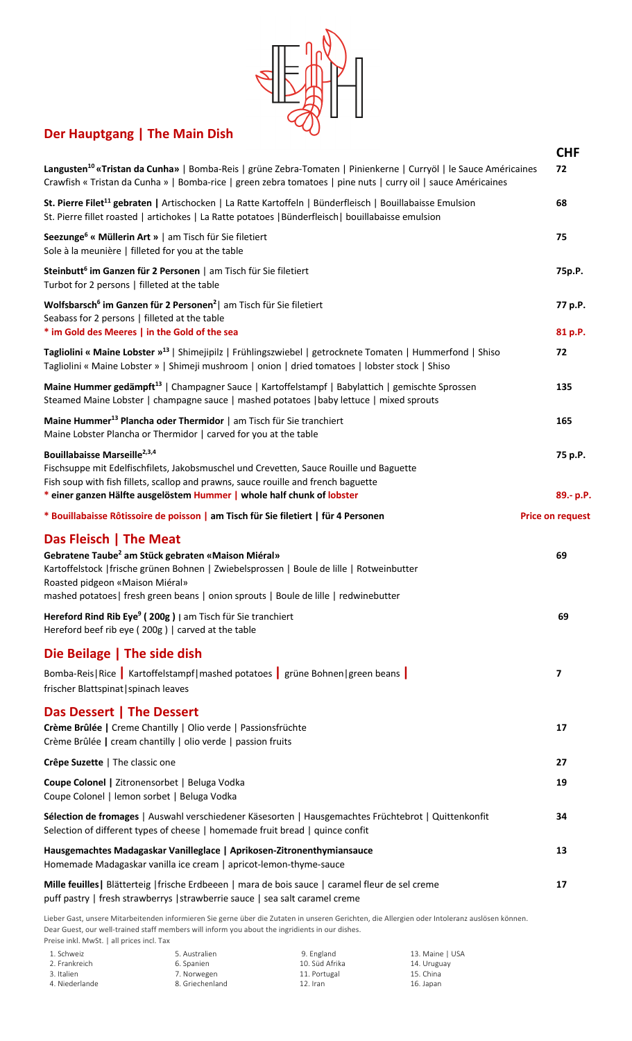## Der Hauptgang | The Main Dish

| | CHF |
|---|---|
| **Langusten[10] «Tristan da Cunha»** \| Bomba-Reis \| grüne Zebra-Tomaten \| Pinienkerne \| Curryöl \| le Sauce Américaines<br>Crawfish « Tristan da Cunha » \| Bomba-rice \| green zebra tomatoes \| pine nuts \| curry oil \| sauce Américaines | 72 |
| **St. Pierre Filet[11] gebraten \|** Artischocken \| La Ratte Kartoffeln \| Bünderfleisch \| Bouillabaisse Emulsion<br>St. Pierre fillet roasted \| artichokes \| La Ratte potatoes \|Bünderfleisch\| bouillabaisse emulsion | 68 |
| **Seezunge[6] « Müllerin Art »** \| am Tisch für Sie filetiert<br>Sole à la meunière \| filleted for you at the table | 75 |
| **Steinbutt[6] im Ganzen für 2 Personen** \| am Tisch für Sie filetiert<br>Turbot for 2 persons \| filleted at the table | 75p.P. |
| **Wolfsbarsch[6] im Ganzen für 2 Personen[2]**\| am Tisch für Sie filetiert<br>Seabass for 2 persons \| filleted at the table | 77 p.P. |
| **\* im Gold des Meeres \| in the Gold of the sea** | 81 p.P. |
| **Tagliolini « Maine Lobster »[13]** \| Shimejipilz \| Frühlingszwiebel \| getrocknete Tomaten \| Hummerfond \| Shiso<br>Tagliolini « Maine Lobster » \| Shimeji mushroom \| onion \| dried tomatoes \| lobster stock \| Shiso | 72 |
| **Maine Hummer gedämpft[13]** \| Champagner Sauce \| Kartoffelstampf \| Babylattich \| gemischte Sprossen<br>Steamed Maine Lobster \| champagne sauce \| mashed potatoes \|baby lettuce \| mixed sprouts | 135 |
| **Maine Hummer[13] Plancha oder Thermidor** \| am Tisch für Sie tranchiert<br>Maine Lobster Plancha or Thermidor \| carved for you at the table | 165 |
| **Bouillabaisse Marseille[2,3,4]**<br>Fischsuppe mit Edelfischfilets, Jakobsmuschel und Crevetten, Sauce Rouille und Baguette<br>Fish soup with fish fillets, scallop and prawns, sauce rouille and french baguette | 75 p.P. |
| **\* einer ganzen Hälfte ausgelöstem Hummer \| whole half chunk of lobster** | 89.- p.P. |
| **\* Bouillabaisse Rôtissoire de poissson \| am Tisch für Sie filetiert \| für 4 Personen** | **Price on request** |

## Das Fleisch | The Meat

| | |
|---|---|
| **Gebratene Taube[2] am Stück gebraten «Maison Miéral»**<br>Kartoffelstock \|frische grünen Bohnen \| Zwiebelsprossen \| Boule de lille \| Rotweinbutter<br>Roasted pigeon «Maison Miéral»<br>mashed potatoes\| fresh green beans \| onion sprouts \| Boule de lille \| redwinebutter | 69 |
| **Hereford Rind Rib Eye[9] ( 200g ) \|** am Tisch für Sie tranchiert<br>Hereford beef rib eye ( 200g ) \| carved at the table | 69 |

## Die Beilage | The side dish

| | |
|---|---|
| Bomba-Reis\|Rice \| Kartoffelstampf\|mashed potatoes \| grüne Bohnen\|green beans \|<br>frischer Blattspinat\|spinach leaves | 7 |

## Das Dessert | The Dessert

| | |
|---|---|
| **Crème Brûlée \|** Creme Chantilly \| Olio verde \| Passionsfrüchte<br>Crème Brûlée **\|** cream chantilly \| olio verde \| passion fruits | 17 |
| **Crêpe Suzette** \| The classic one | 27 |
| **Coupe Colonel \|** Zitronensorbet \| Beluga Vodka<br>Coupe Colonel \| lemon sorbet \| Beluga Vodka | 19 |
| **Sélection de fromages** \| Auswahl verschiedener Käsesorten \| Hausgemachtes Früchtebrot \| Quittenkonfit<br>Selection of different types of cheese \| homemade fruit bread \| quince confit | 34 |
| **Hausgemachtes Madagaskar Vanilleglace \| Aprikosen-Zitronenthymiansauce**<br>Homemade Madagaskar vanilla ice cream \| apricot-lemon-thyme-sauce | 13 |
| **Mille feuilles\|** Blätterteig \|frische Erdbeeen \| mara de bois sauce \| caramel fleur de sel creme<br>puff pastry \| fresh strawberrys \|strawberrie sauce \| sea salt caramel creme | 17 |

Lieber Gast, unsere Mitarbeitenden informieren Sie gerne über die Zutaten in unseren Gerichten, die Allergien oder Intoleranz auslösen können.
Dear Guest, our well-trained staff members will inform you about the ingridients in our dishes.
Preise inkl. MwSt. | all prices incl. Tax

| | | | |
|---|---|---|---|
| 1. Schweiz | 5. Australien | 9. England | 13. Maine \| USA |
| 2. Frankreich | 6. Spanien | 10. Süd Afrika | 14. Uruguay |
| 3. Italien | 7. Norwegen | 11. Portugal | 15. China |
| 4. Niederlande | 8. Griechenland | 12. Iran | 16. Japan |